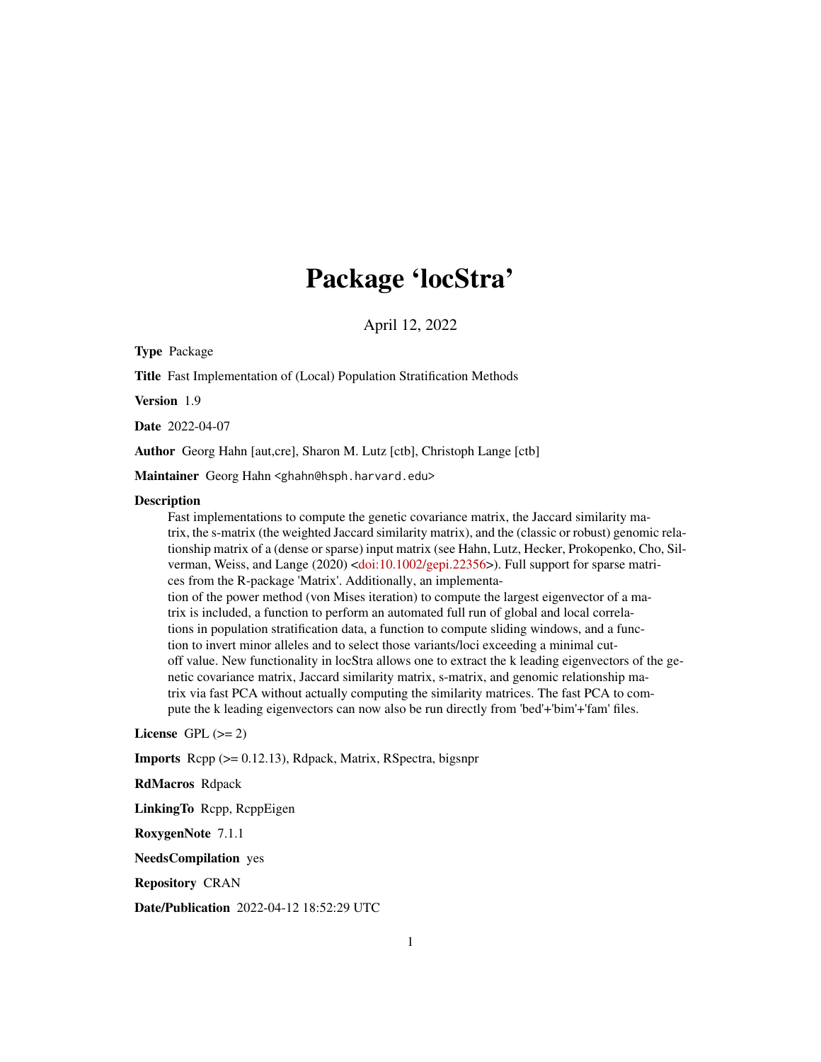# Package 'locStra'

April 12, 2022

**Type** Package

**Title** Fast Implementation of (Local) Population Stratification Methods

**Version** 1.9

**Date** 2022-04-07

**Author** Georg Hahn [aut,cre], Sharon M. Lutz [ctb], Christoph Lange [ctb]

**Maintainer** Georg Hahn <ghahn@hsph.harvard.edu>

**Description** Fast implementations to compute the genetic covariance matrix, the Jaccard similarity matrix, the s-matrix (the weighted Jaccard similarity matrix), and the (classic or robust) genomic relationship matrix of a (dense or sparse) input matrix (see Hahn, Lutz, Hecker, Prokopenko, Cho, Silverman, Weiss, and Lange (2020) <doi:10.1002/gepi.22356>). Full support for sparse matrices from the R-package 'Matrix'. Additionally, an implementation of the power method (von Mises iteration) to compute the largest eigenvector of a matrix is included, a function to perform an automated full run of global and local correlations in population stratification data, a function to compute sliding windows, and a function to invert minor alleles and to select those variants/loci exceeding a minimal cutoff value. New functionality in locStra allows one to extract the k leading eigenvectors of the genetic covariance matrix, Jaccard similarity matrix, s-matrix, and genomic relationship matrix via fast PCA without actually computing the similarity matrices. The fast PCA to compute the k leading eigenvectors can now also be run directly from 'bed'+'bim'+'fam' files.

**License** GPL (>= 2)

**Imports** Rcpp (>= 0.12.13), Rdpack, Matrix, RSpectra, bigsnpr

**RdMacros** Rdpack

**LinkingTo** Rcpp, RcppEigen

**RoxygenNote** 7.1.1

**NeedsCompilation** yes

**Repository** CRAN

**Date/Publication** 2022-04-12 18:52:29 UTC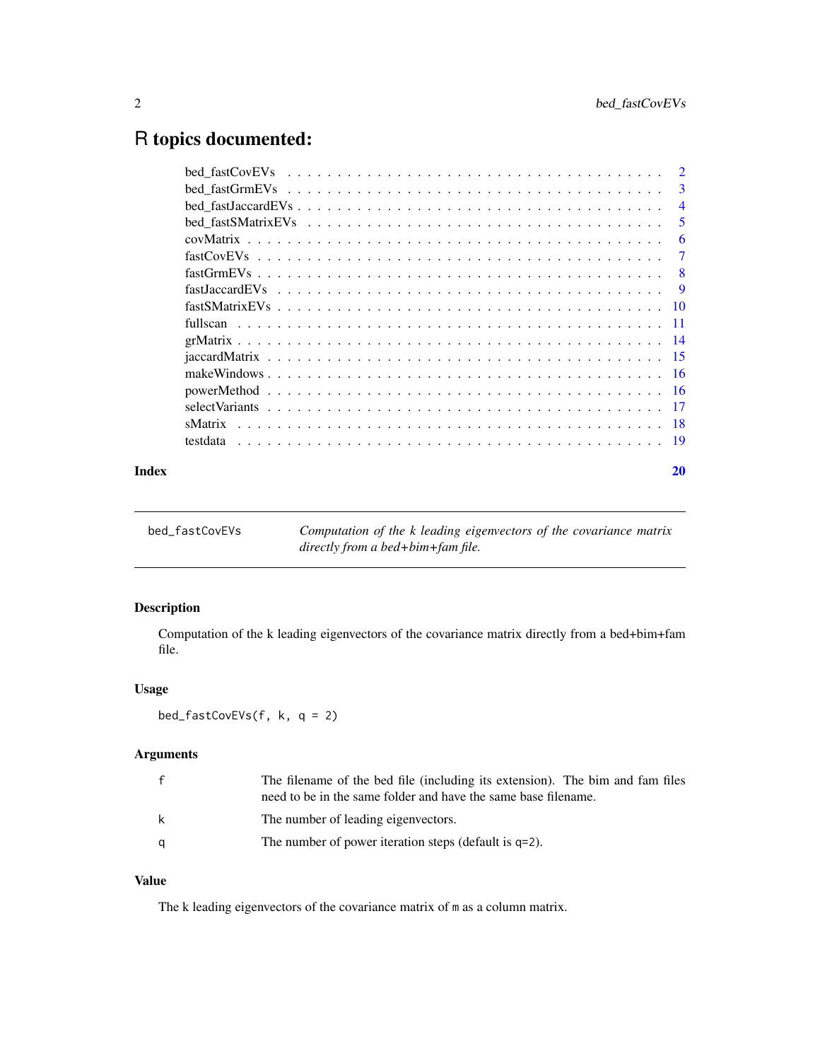# R topics documented:

| | |
|---|---|
| bed_fastCovEVs | 2 |
| bed_fastGrmEVs | 3 |
| bed_fastJaccardEVs | 4 |
| bed_fastSMatrixEVs | 5 |
| covMatrix | 6 |
| fastCovEVs | 7 |
| fastGrmEVs | 8 |
| fastJaccardEVs | 9 |
| fastSMatrixEVs | 10 |
| fullscan | 11 |
| grMatrix | 14 |
| jaccardMatrix | 15 |
| makeWindows | 16 |
| powerMethod | 16 |
| selectVariants | 17 |
| sMatrix | 18 |
| testdata | 19 |

**Index** **20**

---

`bed_fastCovEVs` *Computation of the k leading eigenvectors of the covariance matrix directly from a bed+bim+fam file.*

---

### Description

Computation of the k leading eigenvectors of the covariance matrix directly from a bed+bim+fam file.

### Usage

```
bed_fastCovEVs(f, k, q = 2)
```

### Arguments

| | |
|---|---|
| f | The filename of the bed file (including its extension). The bim and fam files need to be in the same folder and have the same base filename. |
| k | The number of leading eigenvectors. |
| q | The number of power iteration steps (default is `q=2`). |

### Value

The k leading eigenvectors of the covariance matrix of `m` as a column matrix.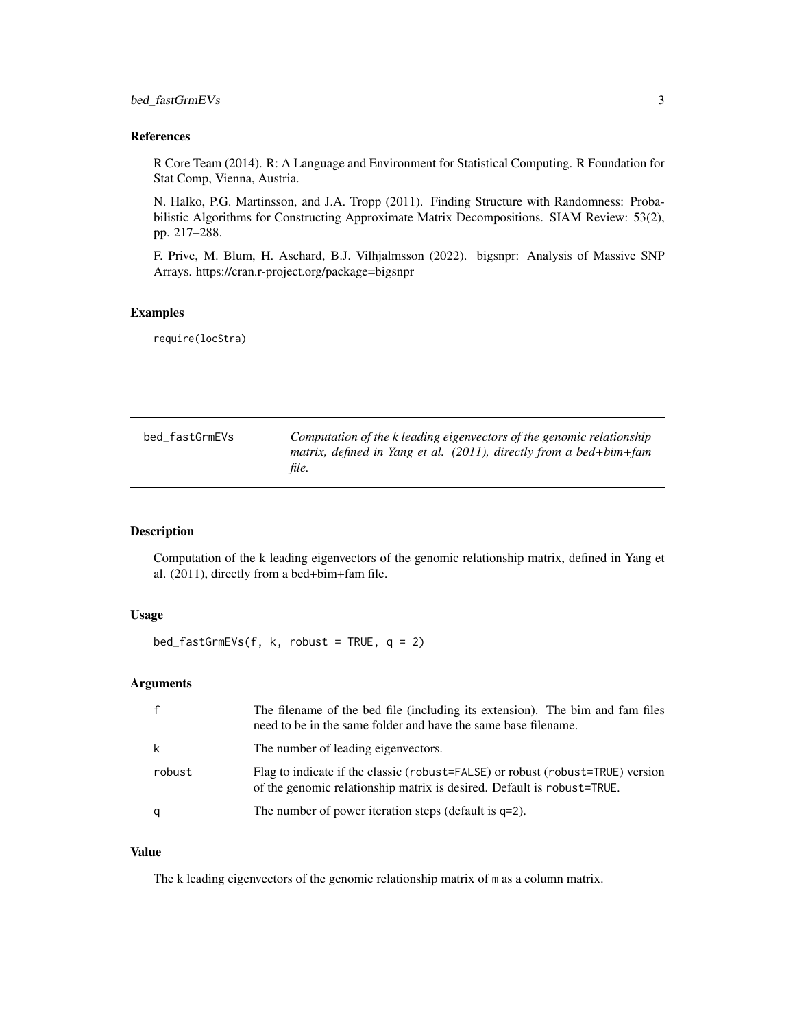## References

R Core Team (2014). R: A Language and Environment for Statistical Computing. R Foundation for Stat Comp, Vienna, Austria.

N. Halko, P.G. Martinsson, and J.A. Tropp (2011). Finding Structure with Randomness: Probabilistic Algorithms for Constructing Approximate Matrix Decompositions. SIAM Review: 53(2), pp. 217–288.

F. Prive, M. Blum, H. Aschard, B.J. Vilhjalmsson (2022). bigsnpr: Analysis of Massive SNP Arrays. https://cran.r-project.org/package=bigsnpr

## Examples

```
require(locStra)
```

---

# bed_fastGrmEVs

*Computation of the k leading eigenvectors of the genomic relationship matrix, defined in Yang et al. (2011), directly from a bed+bim+fam file.*

## Description

Computation of the k leading eigenvectors of the genomic relationship matrix, defined in Yang et al. (2011), directly from a bed+bim+fam file.

## Usage

```
bed_fastGrmEVs(f, k, robust = TRUE, q = 2)
```

## Arguments

| | |
|---|---|
| f | The filename of the bed file (including its extension). The bim and fam files need to be in the same folder and have the same base filename. |
| k | The number of leading eigenvectors. |
| robust | Flag to indicate if the classic (`robust=FALSE`) or robust (`robust=TRUE`) version of the genomic relationship matrix is desired. Default is `robust=TRUE`. |
| q | The number of power iteration steps (default is `q=2`). |

## Value

The k leading eigenvectors of the genomic relationship matrix of `m` as a column matrix.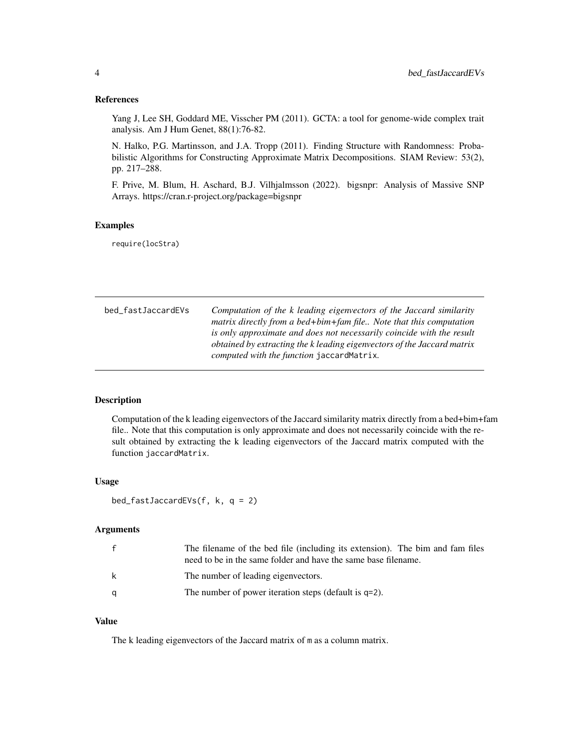### References

Yang J, Lee SH, Goddard ME, Visscher PM (2011). GCTA: a tool for genome-wide complex trait analysis. Am J Hum Genet, 88(1):76-82.

N. Halko, P.G. Martinsson, and J.A. Tropp (2011). Finding Structure with Randomness: Probabilistic Algorithms for Constructing Approximate Matrix Decompositions. SIAM Review: 53(2), pp. 217–288.

F. Prive, M. Blum, H. Aschard, B.J. Vilhjalmsson (2022). bigsnpr: Analysis of Massive SNP Arrays. https://cran.r-project.org/package=bigsnpr

### Examples

```
require(locStra)
```

---

## bed_fastJaccardEVs

*Computation of the k leading eigenvectors of the Jaccard similarity matrix directly from a bed+bim+fam file.. Note that this computation is only approximate and does not necessarily coincide with the result obtained by extracting the k leading eigenvectors of the Jaccard matrix computed with the function* `jaccardMatrix`.

---

### Description

Computation of the k leading eigenvectors of the Jaccard similarity matrix directly from a bed+bim+fam file.. Note that this computation is only approximate and does not necessarily coincide with the result obtained by extracting the k leading eigenvectors of the Jaccard matrix computed with the function `jaccardMatrix`.

### Usage

```
bed_fastJaccardEVs(f, k, q = 2)
```

### Arguments

| | |
|---|---|
| f | The filename of the bed file (including its extension). The bim and fam files need to be in the same folder and have the same base filename. |
| k | The number of leading eigenvectors. |
| q | The number of power iteration steps (default is `q=2`). |

### Value

The k leading eigenvectors of the Jaccard matrix of `m` as a column matrix.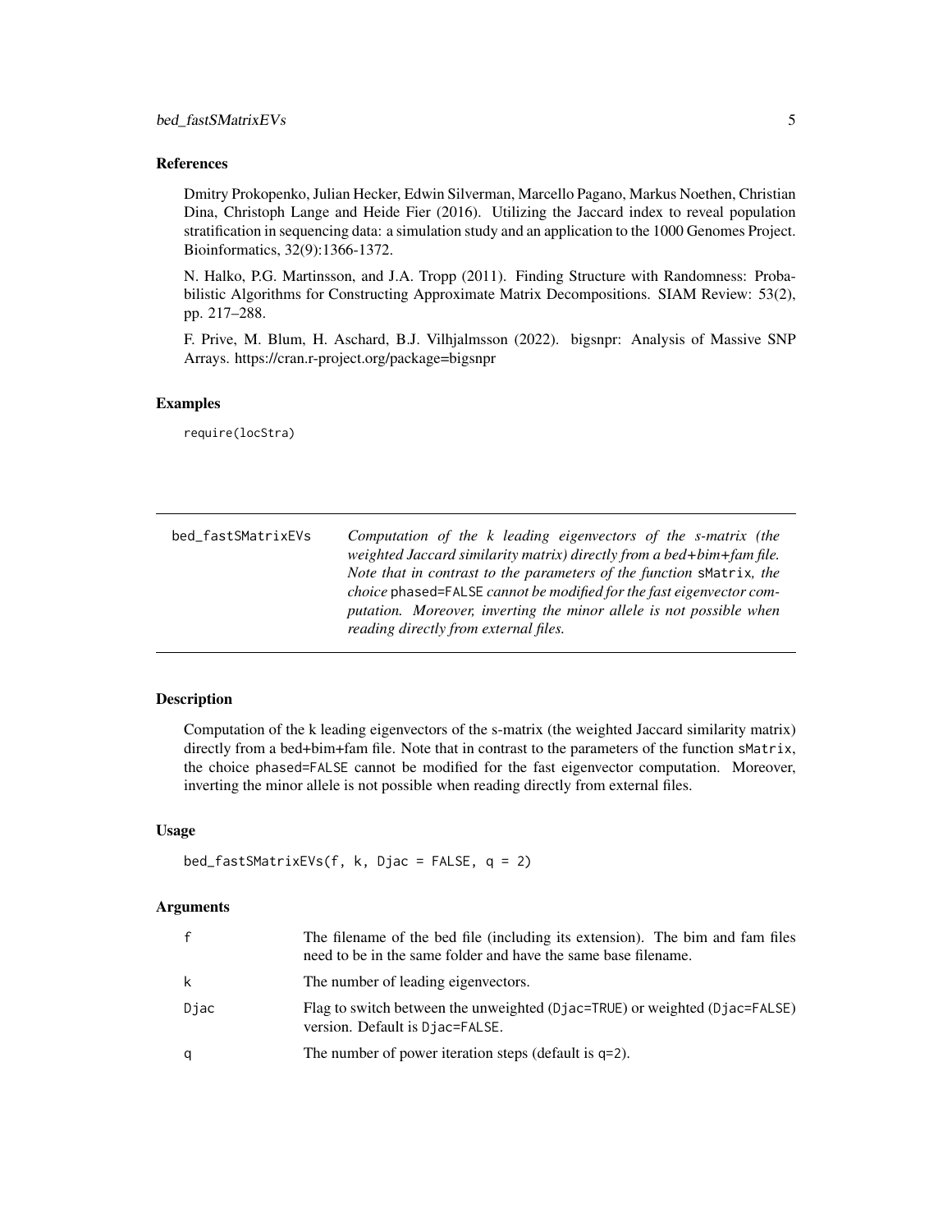## References

Dmitry Prokopenko, Julian Hecker, Edwin Silverman, Marcello Pagano, Markus Noethen, Christian Dina, Christoph Lange and Heide Fier (2016). Utilizing the Jaccard index to reveal population stratification in sequencing data: a simulation study and an application to the 1000 Genomes Project. Bioinformatics, 32(9):1366-1372.

N. Halko, P.G. Martinsson, and J.A. Tropp (2011). Finding Structure with Randomness: Probabilistic Algorithms for Constructing Approximate Matrix Decompositions. SIAM Review: 53(2), pp. 217–288.

F. Prive, M. Blum, H. Aschard, B.J. Vilhjalmsson (2022). bigsnpr: Analysis of Massive SNP Arrays. https://cran.r-project.org/package=bigsnpr

## Examples

```
require(locStra)
```

---

# bed_fastSMatrixEVs

*Computation of the k leading eigenvectors of the s-matrix (the weighted Jaccard similarity matrix) directly from a bed+bim+fam file. Note that in contrast to the parameters of the function* `sMatrix`*, the choice* `phased=FALSE` *cannot be modified for the fast eigenvector computation. Moreover, inverting the minor allele is not possible when reading directly from external files.*

---

## Description

Computation of the k leading eigenvectors of the s-matrix (the weighted Jaccard similarity matrix) directly from a bed+bim+fam file. Note that in contrast to the parameters of the function `sMatrix`, the choice `phased=FALSE` cannot be modified for the fast eigenvector computation. Moreover, inverting the minor allele is not possible when reading directly from external files.

## Usage

```
bed_fastSMatrixEVs(f, k, Djac = FALSE, q = 2)
```

## Arguments

| | |
|---|---|
| `f` | The filename of the bed file (including its extension). The bim and fam files need to be in the same folder and have the same base filename. |
| `k` | The number of leading eigenvectors. |
| `Djac` | Flag to switch between the unweighted (`Djac=TRUE`) or weighted (`Djac=FALSE`) version. Default is `Djac=FALSE`. |
| `q` | The number of power iteration steps (default is `q=2`). |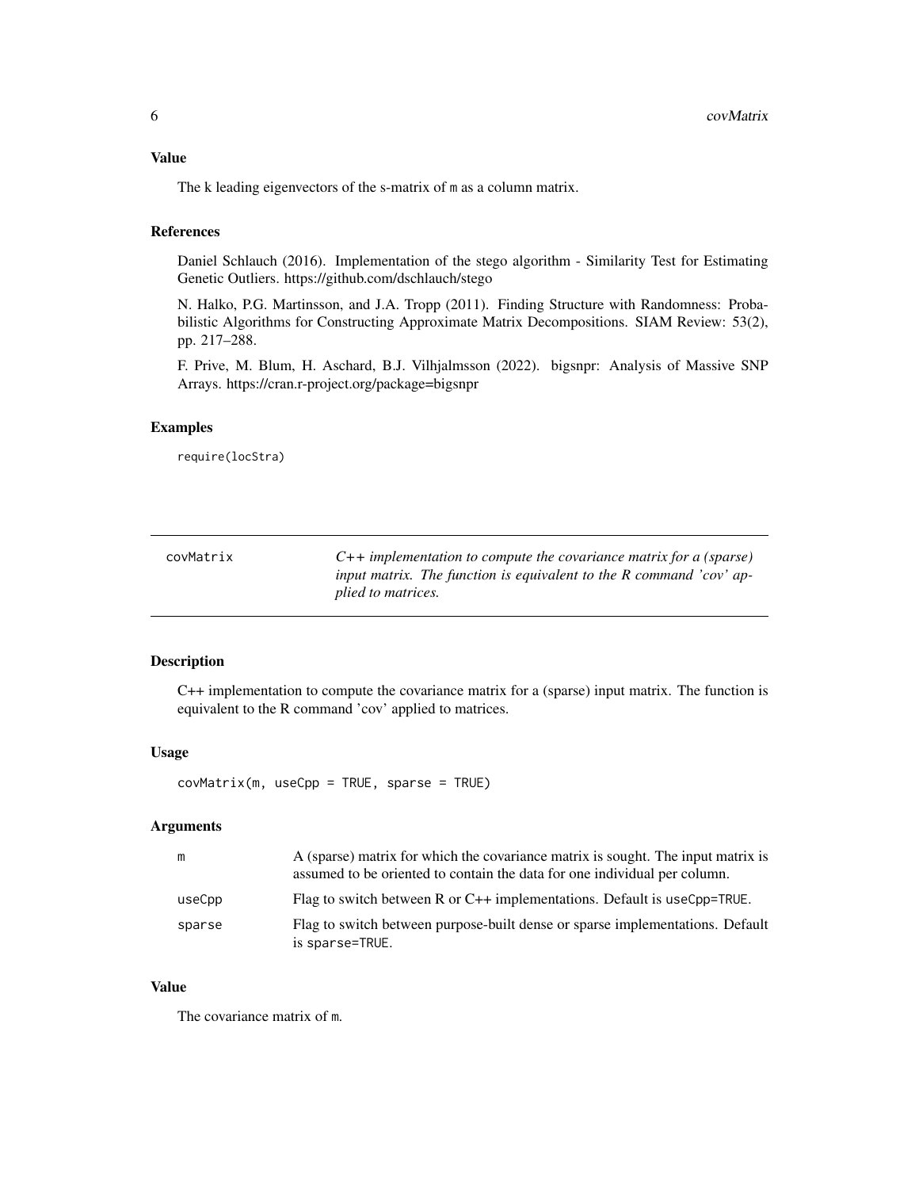### Value

The k leading eigenvectors of the s-matrix of m as a column matrix.

### References

Daniel Schlauch (2016). Implementation of the stego algorithm - Similarity Test for Estimating Genetic Outliers. https://github.com/dschlauch/stego

N. Halko, P.G. Martinsson, and J.A. Tropp (2011). Finding Structure with Randomness: Probabilistic Algorithms for Constructing Approximate Matrix Decompositions. SIAM Review: 53(2), pp. 217–288.

F. Prive, M. Blum, H. Aschard, B.J. Vilhjalmsson (2022). bigsnpr: Analysis of Massive SNP Arrays. https://cran.r-project.org/package=bigsnpr

### Examples

```
require(locStra)
```

---

## covMatrix — *C++ implementation to compute the covariance matrix for a (sparse) input matrix. The function is equivalent to the R command 'cov' applied to matrices.*

---

### Description

C++ implementation to compute the covariance matrix for a (sparse) input matrix. The function is equivalent to the R command 'cov' applied to matrices.

### Usage

```
covMatrix(m, useCpp = TRUE, sparse = TRUE)
```

### Arguments

| | |
|---|---|
| m | A (sparse) matrix for which the covariance matrix is sought. The input matrix is assumed to be oriented to contain the data for one individual per column. |
| useCpp | Flag to switch between R or C++ implementations. Default is `useCpp=TRUE`. |
| sparse | Flag to switch between purpose-built dense or sparse implementations. Default is `sparse=TRUE`. |

### Value

The covariance matrix of m.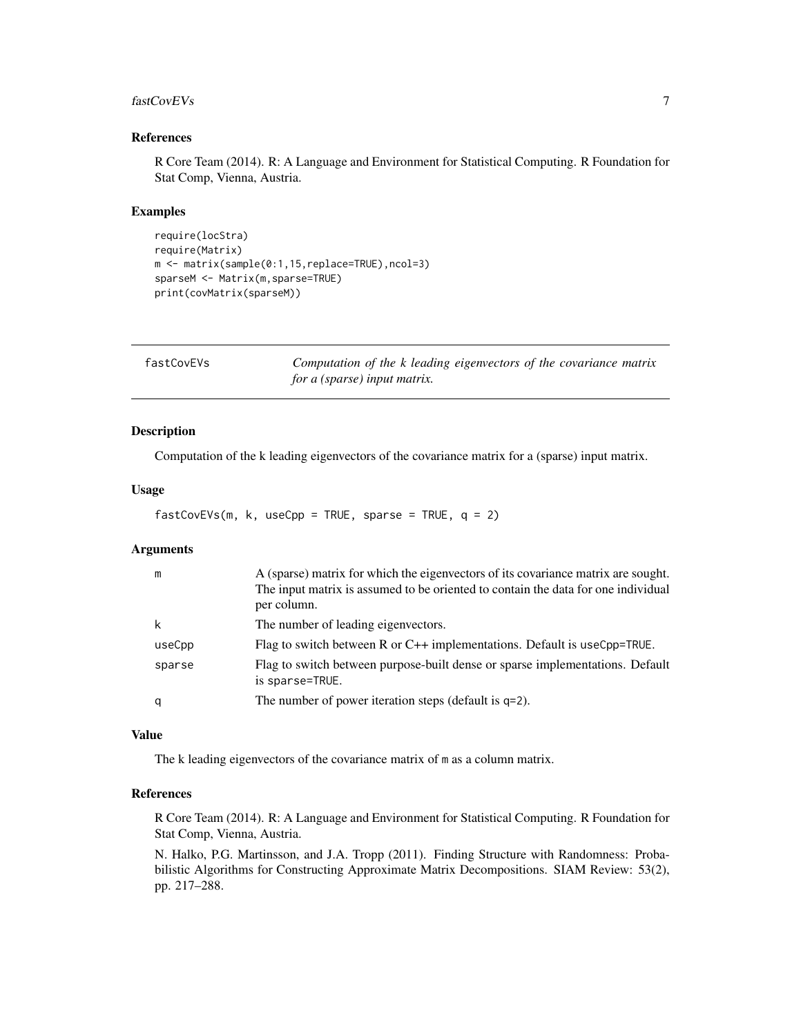### References

R Core Team (2014). R: A Language and Environment for Statistical Computing. R Foundation for Stat Comp, Vienna, Austria.

### Examples

```
require(locStra)
require(Matrix)
m <- matrix(sample(0:1,15,replace=TRUE),ncol=3)
sparseM <- Matrix(m,sparse=TRUE)
print(covMatrix(sparseM))
```

---

## fastCovEVs — *Computation of the k leading eigenvectors of the covariance matrix for a (sparse) input matrix.*

---

### Description

Computation of the k leading eigenvectors of the covariance matrix for a (sparse) input matrix.

### Usage

```
fastCovEVs(m, k, useCpp = TRUE, sparse = TRUE, q = 2)
```

### Arguments

| | |
|---|---|
| m | A (sparse) matrix for which the eigenvectors of its covariance matrix are sought. The input matrix is assumed to be oriented to contain the data for one individual per column. |
| k | The number of leading eigenvectors. |
| useCpp | Flag to switch between R or C++ implementations. Default is `useCpp=TRUE`. |
| sparse | Flag to switch between purpose-built dense or sparse implementations. Default is `sparse=TRUE`. |
| q | The number of power iteration steps (default is `q=2`). |

### Value

The k leading eigenvectors of the covariance matrix of `m` as a column matrix.

### References

R Core Team (2014). R: A Language and Environment for Statistical Computing. R Foundation for Stat Comp, Vienna, Austria.

N. Halko, P.G. Martinsson, and J.A. Tropp (2011). Finding Structure with Randomness: Probabilistic Algorithms for Constructing Approximate Matrix Decompositions. SIAM Review: 53(2), pp. 217–288.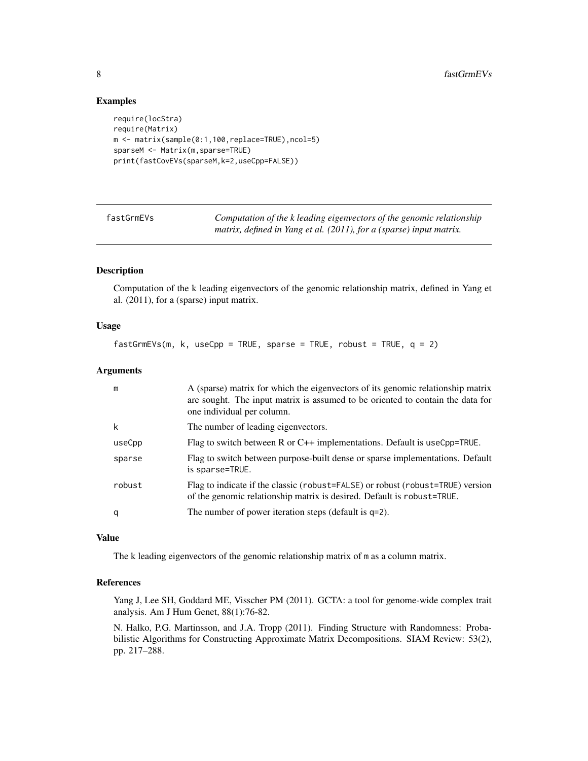## Examples

```
require(locStra)
require(Matrix)
m <- matrix(sample(0:1,100,replace=TRUE),ncol=5)
sparseM <- Matrix(m,sparse=TRUE)
print(fastCovEVs(sparseM,k=2,useCpp=FALSE))
```

---

# fastGrmEVs — *Computation of the k leading eigenvectors of the genomic relationship matrix, defined in Yang et al. (2011), for a (sparse) input matrix.*

## Description

Computation of the k leading eigenvectors of the genomic relationship matrix, defined in Yang et al. (2011), for a (sparse) input matrix.

## Usage

```
fastGrmEVs(m, k, useCpp = TRUE, sparse = TRUE, robust = TRUE, q = 2)
```

## Arguments

| | |
|---|---|
| m | A (sparse) matrix for which the eigenvectors of its genomic relationship matrix are sought. The input matrix is assumed to be oriented to contain the data for one individual per column. |
| k | The number of leading eigenvectors. |
| useCpp | Flag to switch between R or C++ implementations. Default is `useCpp=TRUE`. |
| sparse | Flag to switch between purpose-built dense or sparse implementations. Default is `sparse=TRUE`. |
| robust | Flag to indicate if the classic (`robust=FALSE`) or robust (`robust=TRUE`) version of the genomic relationship matrix is desired. Default is `robust=TRUE`. |
| q | The number of power iteration steps (default is `q=2`). |

## Value

The k leading eigenvectors of the genomic relationship matrix of `m` as a column matrix.

## References

Yang J, Lee SH, Goddard ME, Visscher PM (2011). GCTA: a tool for genome-wide complex trait analysis. Am J Hum Genet, 88(1):76-82.

N. Halko, P.G. Martinsson, and J.A. Tropp (2011). Finding Structure with Randomness: Probabilistic Algorithms for Constructing Approximate Matrix Decompositions. SIAM Review: 53(2), pp. 217–288.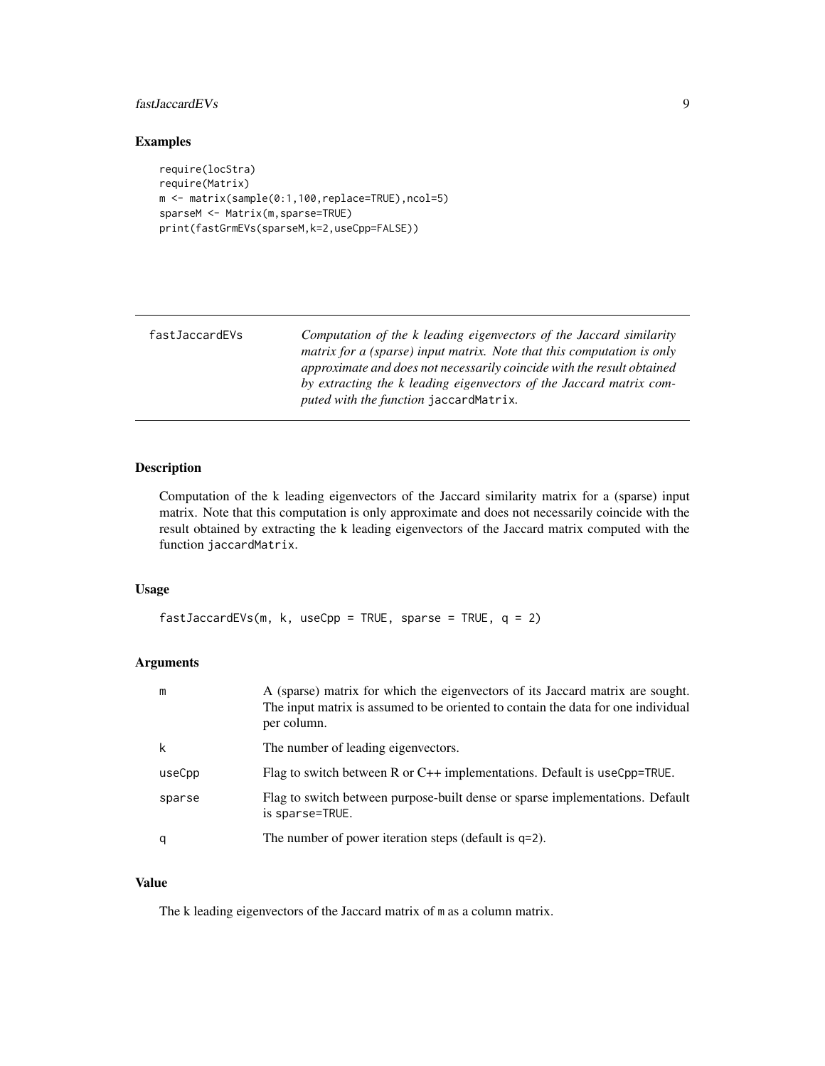## Examples

```
require(locStra)
require(Matrix)
m <- matrix(sample(0:1,100,replace=TRUE),ncol=5)
sparseM <- Matrix(m,sparse=TRUE)
print(fastGrmEVs(sparseM,k=2,useCpp=FALSE))
```

---

# fastJaccardEVs

*Computation of the k leading eigenvectors of the Jaccard similarity matrix for a (sparse) input matrix. Note that this computation is only approximate and does not necessarily coincide with the result obtained by extracting the k leading eigenvectors of the Jaccard matrix computed with the function* `jaccardMatrix`.

---

## Description

Computation of the k leading eigenvectors of the Jaccard similarity matrix for a (sparse) input matrix. Note that this computation is only approximate and does not necessarily coincide with the result obtained by extracting the k leading eigenvectors of the Jaccard matrix computed with the function `jaccardMatrix`.

## Usage

```
fastJaccardEVs(m, k, useCpp = TRUE, sparse = TRUE, q = 2)
```

## Arguments

| | |
|---|---|
| `m` | A (sparse) matrix for which the eigenvectors of its Jaccard matrix are sought. The input matrix is assumed to be oriented to contain the data for one individual per column. |
| `k` | The number of leading eigenvectors. |
| `useCpp` | Flag to switch between R or C++ implementations. Default is `useCpp=TRUE`. |
| `sparse` | Flag to switch between purpose-built dense or sparse implementations. Default is `sparse=TRUE`. |
| `q` | The number of power iteration steps (default is `q=2`). |

## Value

The k leading eigenvectors of the Jaccard matrix of `m` as a column matrix.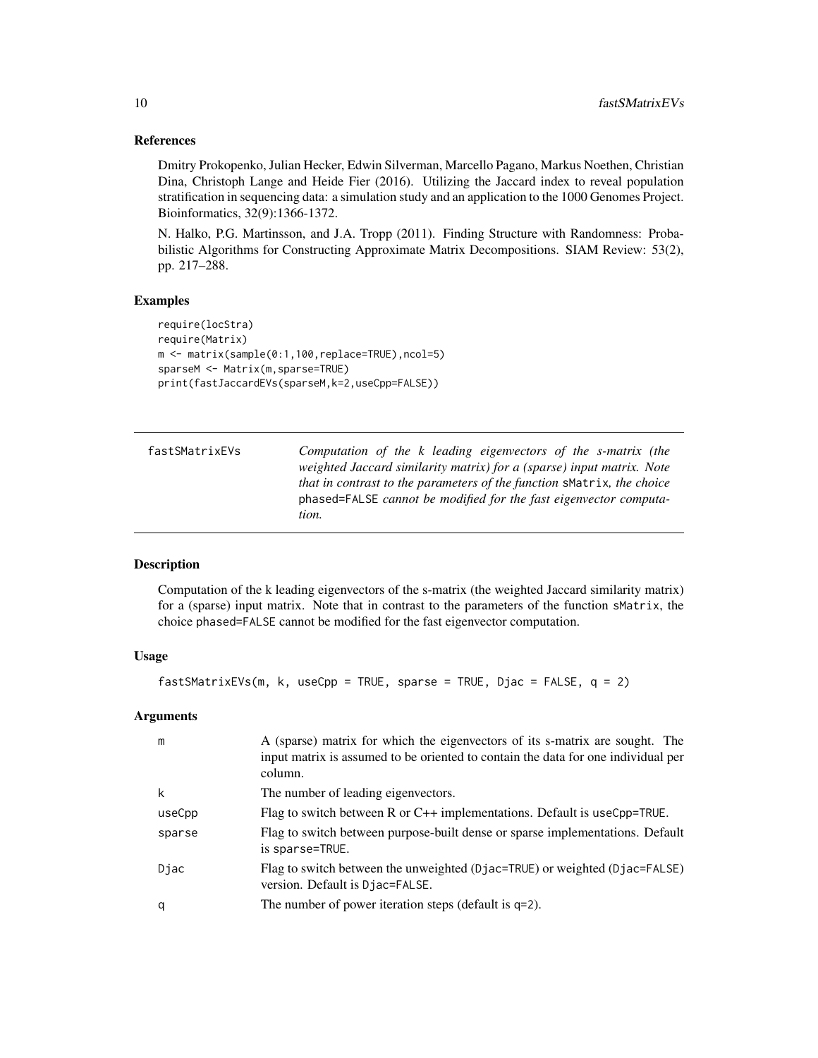### References

Dmitry Prokopenko, Julian Hecker, Edwin Silverman, Marcello Pagano, Markus Noethen, Christian Dina, Christoph Lange and Heide Fier (2016). Utilizing the Jaccard index to reveal population stratification in sequencing data: a simulation study and an application to the 1000 Genomes Project. Bioinformatics, 32(9):1366-1372.

N. Halko, P.G. Martinsson, and J.A. Tropp (2011). Finding Structure with Randomness: Probabilistic Algorithms for Constructing Approximate Matrix Decompositions. SIAM Review: 53(2), pp. 217–288.

### Examples

```
require(locStra)
require(Matrix)
m <- matrix(sample(0:1,100,replace=TRUE),ncol=5)
sparseM <- Matrix(m,sparse=TRUE)
print(fastJaccardEVs(sparseM,k=2,useCpp=FALSE))
```

---

## fastSMatrixEVs

*Computation of the k leading eigenvectors of the s-matrix (the weighted Jaccard similarity matrix) for a (sparse) input matrix. Note that in contrast to the parameters of the function* `sMatrix`*, the choice* `phased=FALSE` *cannot be modified for the fast eigenvector computation.*

---

### Description

Computation of the k leading eigenvectors of the s-matrix (the weighted Jaccard similarity matrix) for a (sparse) input matrix. Note that in contrast to the parameters of the function `sMatrix`, the choice `phased=FALSE` cannot be modified for the fast eigenvector computation.

### Usage

```
fastSMatrixEVs(m, k, useCpp = TRUE, sparse = TRUE, Djac = FALSE, q = 2)
```

### Arguments

| | |
|---|---|
| `m` | A (sparse) matrix for which the eigenvectors of its s-matrix are sought. The input matrix is assumed to be oriented to contain the data for one individual per column. |
| `k` | The number of leading eigenvectors. |
| `useCpp` | Flag to switch between R or C++ implementations. Default is `useCpp=TRUE`. |
| `sparse` | Flag to switch between purpose-built dense or sparse implementations. Default is `sparse=TRUE`. |
| `Djac` | Flag to switch between the unweighted (`Djac=TRUE`) or weighted (`Djac=FALSE`) version. Default is `Djac=FALSE`. |
| `q` | The number of power iteration steps (default is `q=2`). |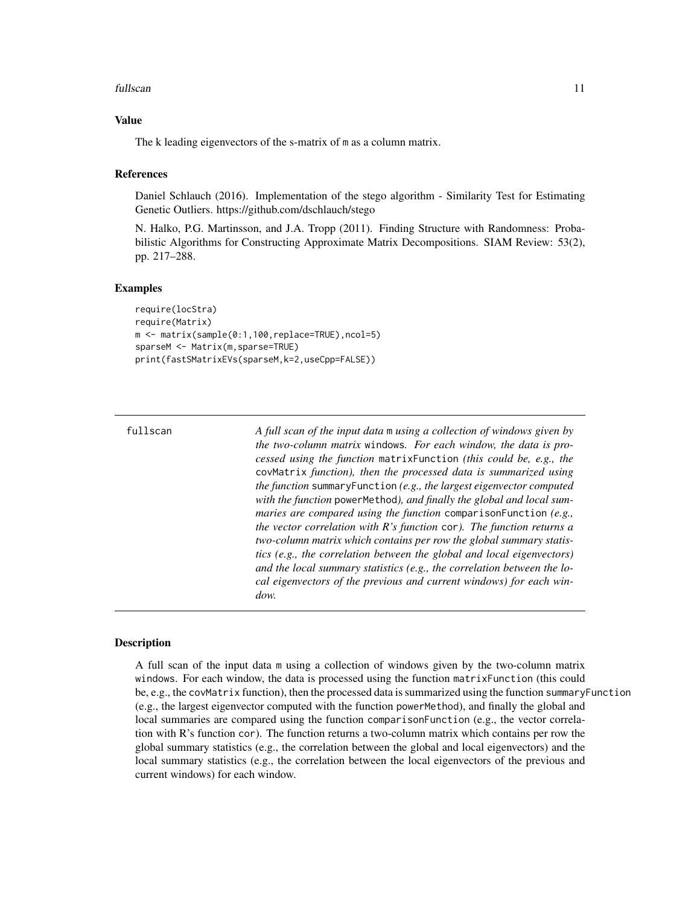### Value

The k leading eigenvectors of the s-matrix of `m` as a column matrix.

### References

Daniel Schlauch (2016). Implementation of the stego algorithm - Similarity Test for Estimating Genetic Outliers. https://github.com/dschlauch/stego

N. Halko, P.G. Martinsson, and J.A. Tropp (2011). Finding Structure with Randomness: Probabilistic Algorithms for Constructing Approximate Matrix Decompositions. SIAM Review: 53(2), pp. 217–288.

### Examples

```
require(locStra)
require(Matrix)
m <- matrix(sample(0:1,100,replace=TRUE),ncol=5)
sparseM <- Matrix(m,sparse=TRUE)
print(fastSMatrixEVs(sparseM,k=2,useCpp=FALSE))
```

---

## fullscan

*A full scan of the input data `m` using a collection of windows given by the two-column matrix `windows`. For each window, the data is processed using the function `matrixFunction` (this could be, e.g., the `covMatrix` function), then the processed data is summarized using the function `summaryFunction` (e.g., the largest eigenvector computed with the function `powerMethod`), and finally the global and local summaries are compared using the function `comparisonFunction` (e.g., the vector correlation with R's function `cor`). The function returns a two-column matrix which contains per row the global summary statistics (e.g., the correlation between the global and local eigenvectors) and the local summary statistics (e.g., the correlation between the local eigenvectors of the previous and current windows) for each window.*

---

### Description

A full scan of the input data `m` using a collection of windows given by the two-column matrix `windows`. For each window, the data is processed using the function `matrixFunction` (this could be, e.g., the `covMatrix` function), then the processed data is summarized using the function `summaryFunction` (e.g., the largest eigenvector computed with the function `powerMethod`), and finally the global and local summaries are compared using the function `comparisonFunction` (e.g., the vector correlation with R's function `cor`). The function returns a two-column matrix which contains per row the global summary statistics (e.g., the correlation between the global and local eigenvectors) and the local summary statistics (e.g., the correlation between the local eigenvectors of the previous and current windows) for each window.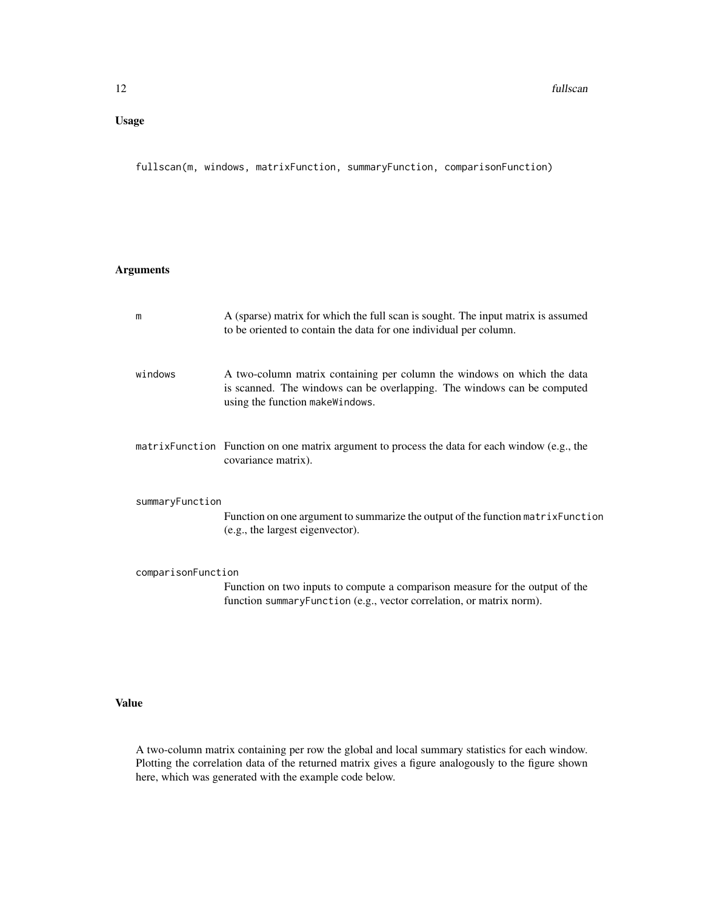### Usage

```
fullscan(m, windows, matrixFunction, summaryFunction, comparisonFunction)
```

### Arguments

| | |
|---|---|
| m | A (sparse) matrix for which the full scan is sought. The input matrix is assumed to be oriented to contain the data for one individual per column. |
| windows | A two-column matrix containing per column the windows on which the data is scanned. The windows can be overlapping. The windows can be computed using the function makeWindows. |
| matrixFunction | Function on one matrix argument to process the data for each window (e.g., the covariance matrix). |
| summaryFunction | Function on one argument to summarize the output of the function matrixFunction (e.g., the largest eigenvector). |
| comparisonFunction | Function on two inputs to compute a comparison measure for the output of the function summaryFunction (e.g., vector correlation, or matrix norm). |

### Value

A two-column matrix containing per row the global and local summary statistics for each window. Plotting the correlation data of the returned matrix gives a figure analogously to the figure shown here, which was generated with the example code below.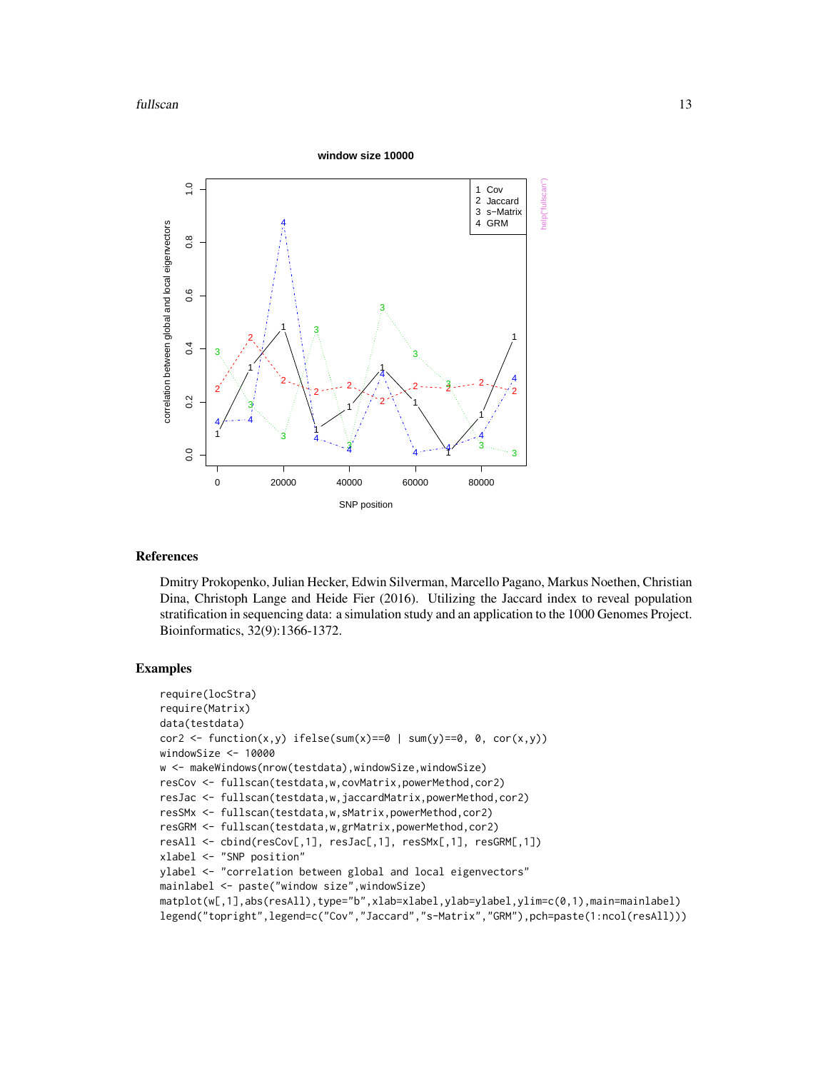## References

Dmitry Prokopenko, Julian Hecker, Edwin Silverman, Marcello Pagano, Markus Noethen, Christian Dina, Christoph Lange and Heide Fier (2016). Utilizing the Jaccard index to reveal population stratification in sequencing data: a simulation study and an application to the 1000 Genomes Project. Bioinformatics, 32(9):1366-1372.

## Examples

```
require(locStra)
require(Matrix)
data(testdata)
cor2 <- function(x,y) ifelse(sum(x)==0 | sum(y)==0, 0, cor(x,y))
windowSize <- 10000
w <- makeWindows(nrow(testdata),windowSize,windowSize)
resCov <- fullscan(testdata,w,covMatrix,powerMethod,cor2)
resJac <- fullscan(testdata,w,jaccardMatrix,powerMethod,cor2)
resSMx <- fullscan(testdata,w,sMatrix,powerMethod,cor2)
resGRM <- fullscan(testdata,w,grMatrix,powerMethod,cor2)
resAll <- cbind(resCov[,1], resJac[,1], resSMx[,1], resGRM[,1])
xlabel <- "SNP position"
ylabel <- "correlation between global and local eigenvectors"
mainlabel <- paste("window size",windowSize)
matplot(w[,1],abs(resAll),type="b",xlab=xlabel,ylab=ylabel,ylim=c(0,1),main=mainlabel)
legend("topright",legend=c("Cov","Jaccard","s-Matrix","GRM"),pch=paste(1:ncol(resAll)))
```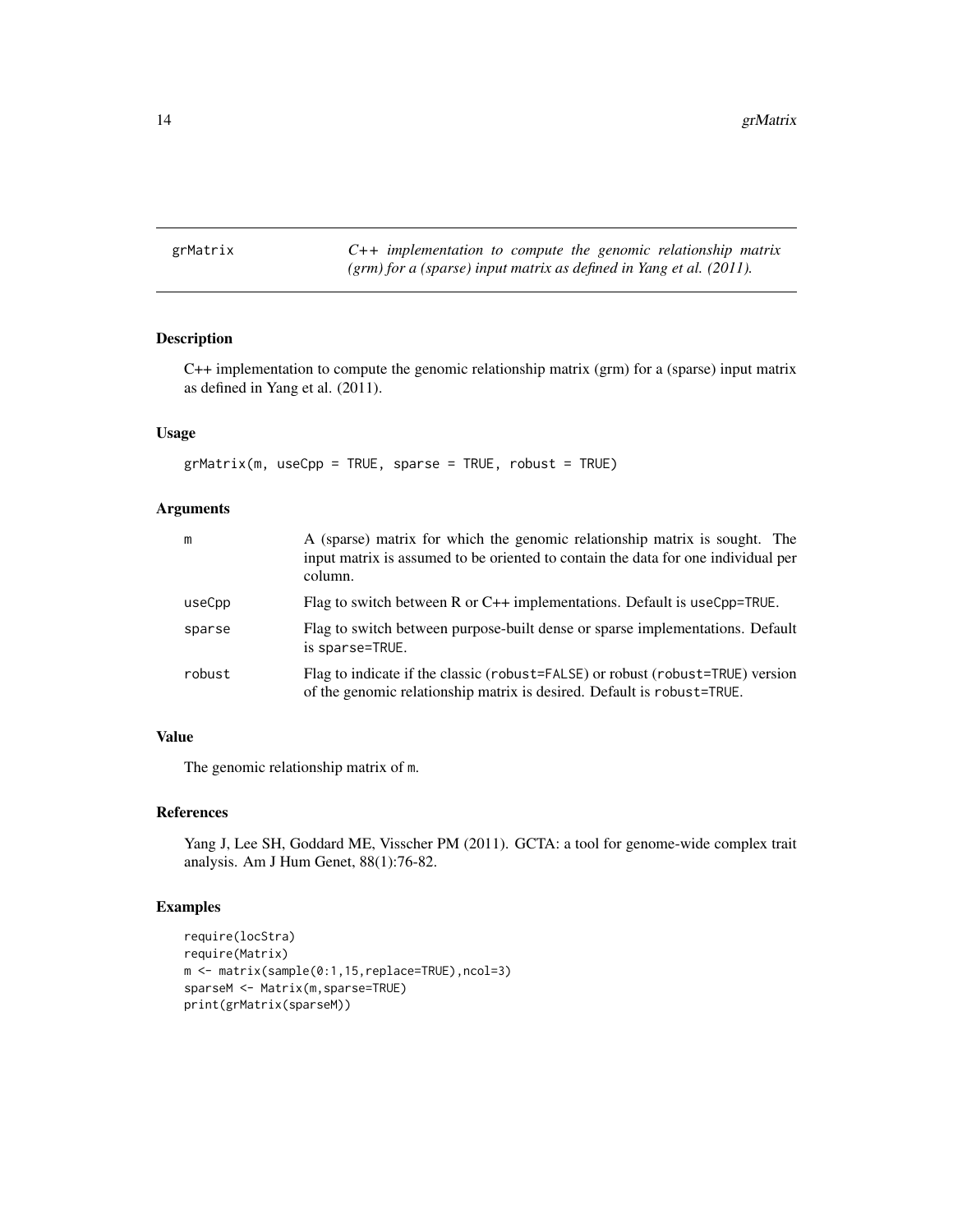## grrMatrix

*C++ implementation to compute the genomic relationship matrix (grm) for a (sparse) input matrix as defined in Yang et al. (2011).*

### Description

C++ implementation to compute the genomic relationship matrix (grm) for a (sparse) input matrix as defined in Yang et al. (2011).

### Usage

```
grMatrix(m, useCpp = TRUE, sparse = TRUE, robust = TRUE)
```

### Arguments

| | |
|---|---|
| m | A (sparse) matrix for which the genomic relationship matrix is sought. The input matrix is assumed to be oriented to contain the data for one individual per column. |
| useCpp | Flag to switch between R or C++ implementations. Default is `useCpp=TRUE`. |
| sparse | Flag to switch between purpose-built dense or sparse implementations. Default is `sparse=TRUE`. |
| robust | Flag to indicate if the classic (`robust=FALSE`) or robust (`robust=TRUE`) version of the genomic relationship matrix is desired. Default is `robust=TRUE`. |

### Value

The genomic relationship matrix of `m`.

### References

Yang J, Lee SH, Goddard ME, Visscher PM (2011). GCTA: a tool for genome-wide complex trait analysis. Am J Hum Genet, 88(1):76-82.

### Examples

```
require(locStra)
require(Matrix)
m <- matrix(sample(0:1,15,replace=TRUE),ncol=3)
sparseM <- Matrix(m,sparse=TRUE)
print(grMatrix(sparseM))
```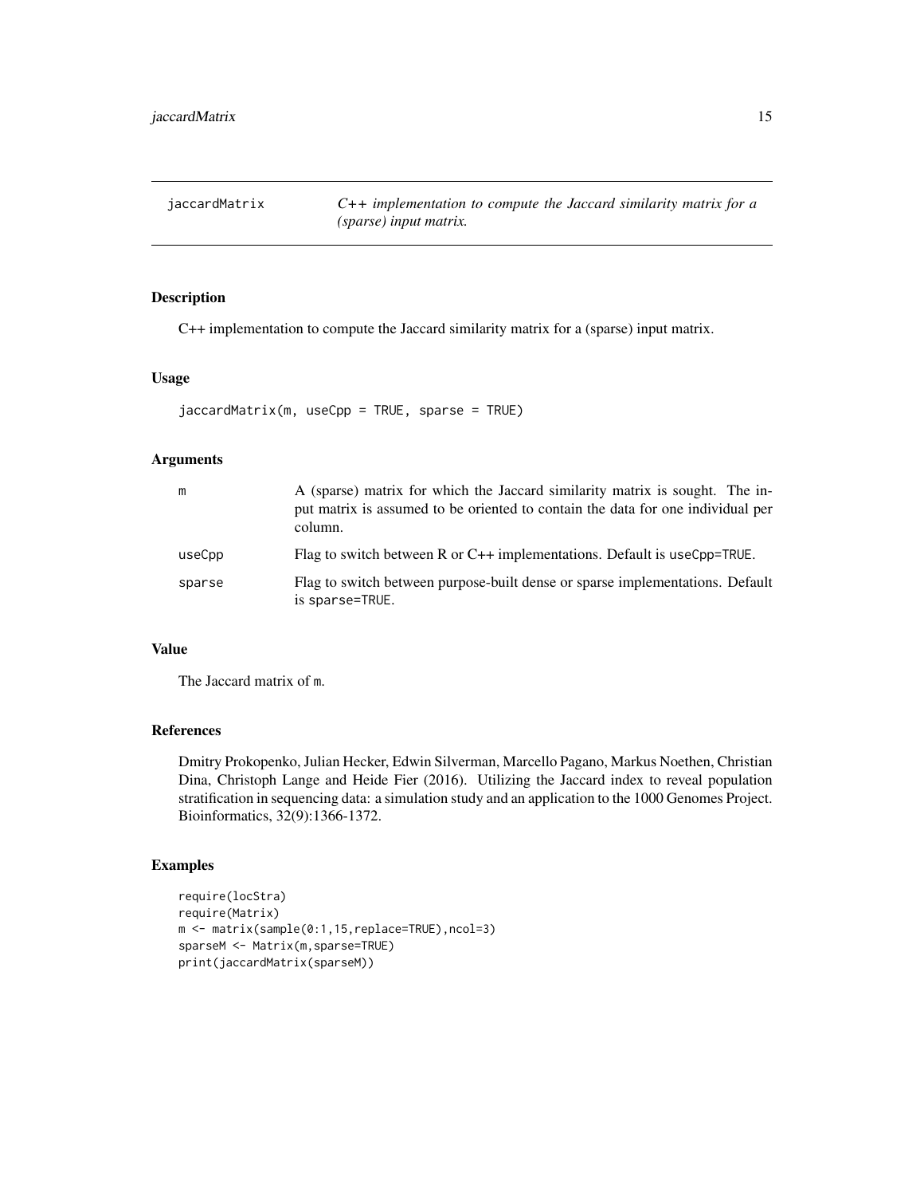# jaccardMatrix

*C++ implementation to compute the Jaccard similarity matrix for a (sparse) input matrix.*

## Description

C++ implementation to compute the Jaccard similarity matrix for a (sparse) input matrix.

## Usage

```
jaccardMatrix(m, useCpp = TRUE, sparse = TRUE)
```

## Arguments

| | |
|---|---|
| m | A (sparse) matrix for which the Jaccard similarity matrix is sought. The input matrix is assumed to be oriented to contain the data for one individual per column. |
| useCpp | Flag to switch between R or C++ implementations. Default is `useCpp=TRUE`. |
| sparse | Flag to switch between purpose-built dense or sparse implementations. Default is `sparse=TRUE`. |

## Value

The Jaccard matrix of `m`.

## References

Dmitry Prokopenko, Julian Hecker, Edwin Silverman, Marcello Pagano, Markus Noethen, Christian Dina, Christoph Lange and Heide Fier (2016). Utilizing the Jaccard index to reveal population stratification in sequencing data: a simulation study and an application to the 1000 Genomes Project. Bioinformatics, 32(9):1366-1372.

## Examples

```
require(locStra)
require(Matrix)
m <- matrix(sample(0:1,15,replace=TRUE),ncol=3)
sparseM <- Matrix(m,sparse=TRUE)
print(jaccardMatrix(sparseM))
```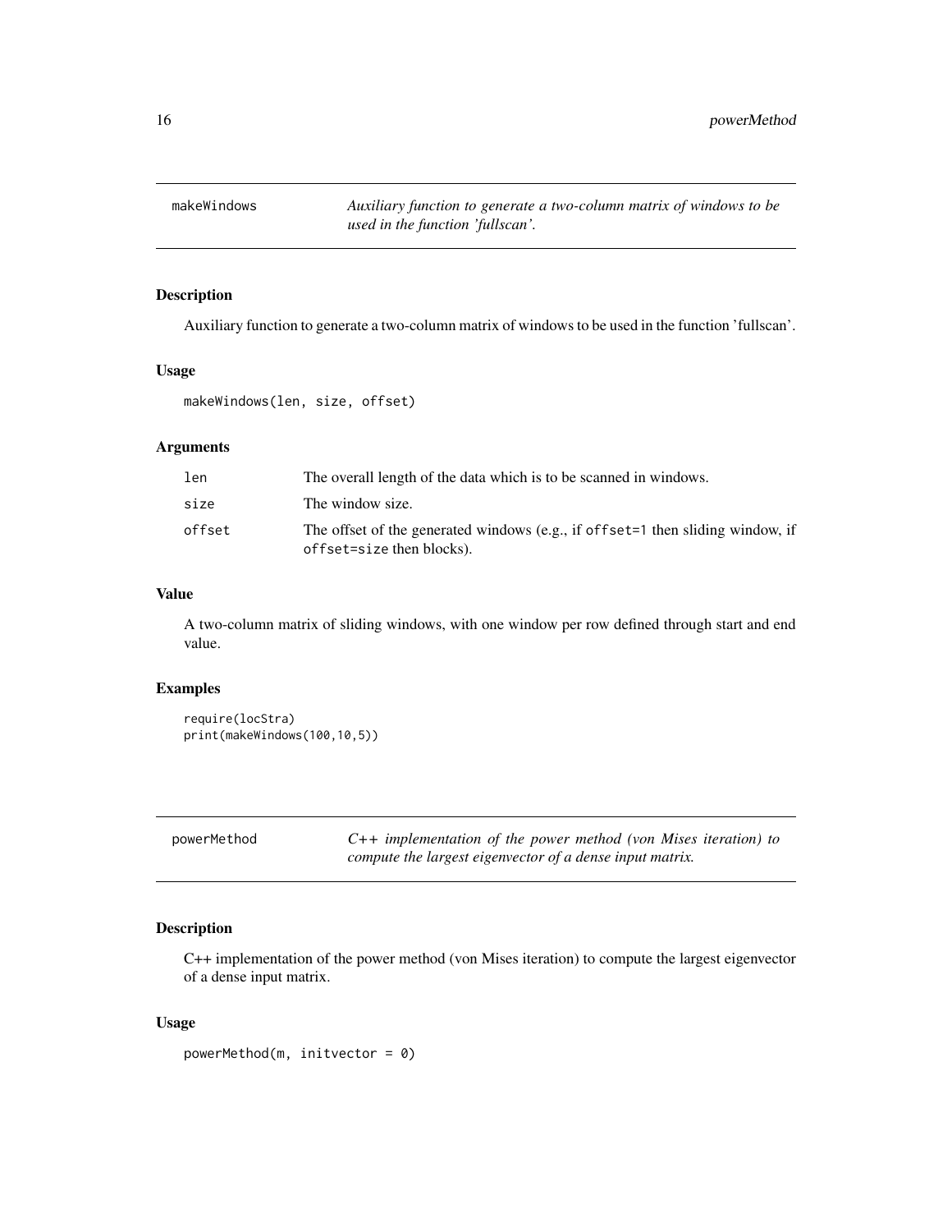## makeWindows

*Auxiliary function to generate a two-column matrix of windows to be used in the function 'fullscan'.*

### Description

Auxiliary function to generate a two-column matrix of windows to be used in the function 'fullscan'.

### Usage

```
makeWindows(len, size, offset)
```

### Arguments

| | |
|---|---|
| `len` | The overall length of the data which is to be scanned in windows. |
| `size` | The window size. |
| `offset` | The offset of the generated windows (e.g., if `offset=1` then sliding window, if `offset=size` then blocks). |

### Value

A two-column matrix of sliding windows, with one window per row defined through start and end value.

### Examples

```
require(locStra)
print(makeWindows(100,10,5))
```

## powerMethod

*C++ implementation of the power method (von Mises iteration) to compute the largest eigenvector of a dense input matrix.*

### Description

C++ implementation of the power method (von Mises iteration) to compute the largest eigenvector of a dense input matrix.

### Usage

```
powerMethod(m, initvector = 0)
```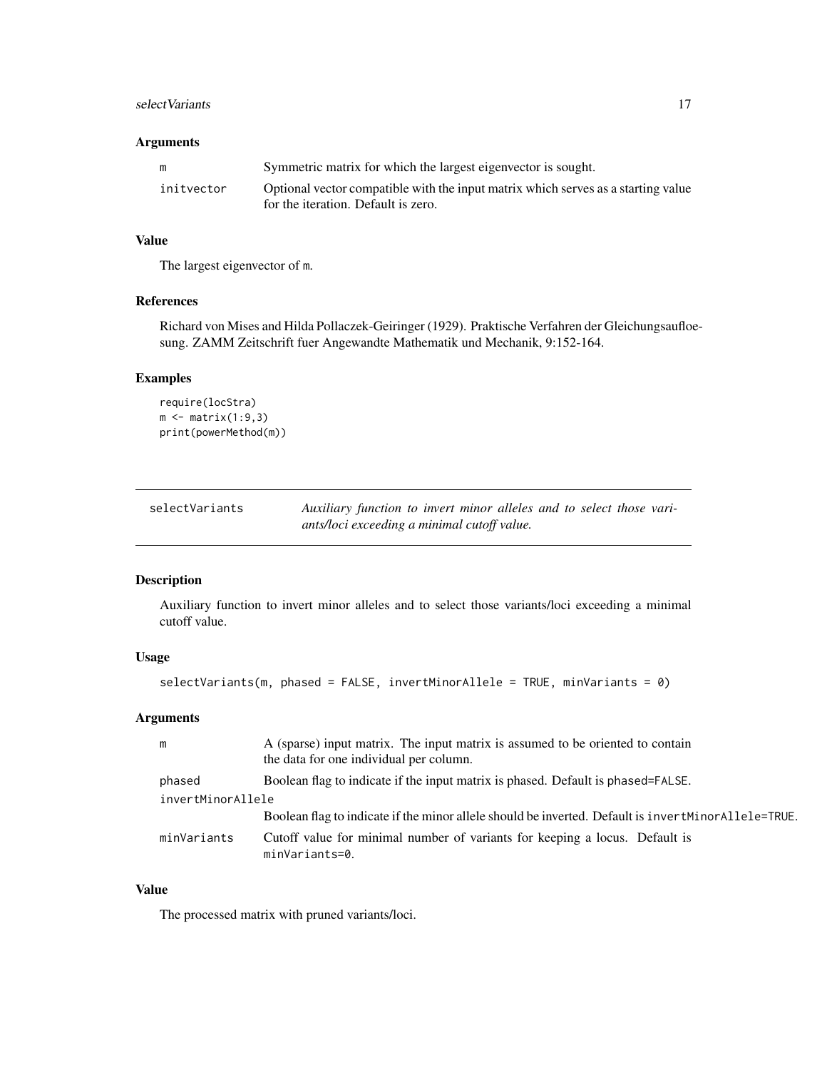### Arguments

| | |
|---|---|
| `m` | Symmetric matrix for which the largest eigenvector is sought. |
| `initvector` | Optional vector compatible with the input matrix which serves as a starting value for the iteration. Default is zero. |

### Value

The largest eigenvector of `m`.

### References

Richard von Mises and Hilda Pollaczek-Geiringer (1929). Praktische Verfahren der Gleichungsaufloesung. ZAMM Zeitschrift fuer Angewandte Mathematik und Mechanik, 9:152-164.

### Examples

```
require(locStra)
m <- matrix(1:9,3)
print(powerMethod(m))
```

---

## selectVariants — *Auxiliary function to invert minor alleles and to select those variants/loci exceeding a minimal cutoff value.*

---

### Description

Auxiliary function to invert minor alleles and to select those variants/loci exceeding a minimal cutoff value.

### Usage

```
selectVariants(m, phased = FALSE, invertMinorAllele = TRUE, minVariants = 0)
```

### Arguments

| | |
|---|---|
| `m` | A (sparse) input matrix. The input matrix is assumed to be oriented to contain the data for one individual per column. |
| `phased` | Boolean flag to indicate if the input matrix is phased. Default is `phased=FALSE`. |
| `invertMinorAllele` | Boolean flag to indicate if the minor allele should be inverted. Default is `invertMinorAllele=TRUE`. |
| `minVariants` | Cutoff value for minimal number of variants for keeping a locus. Default is `minVariants=0`. |

### Value

The processed matrix with pruned variants/loci.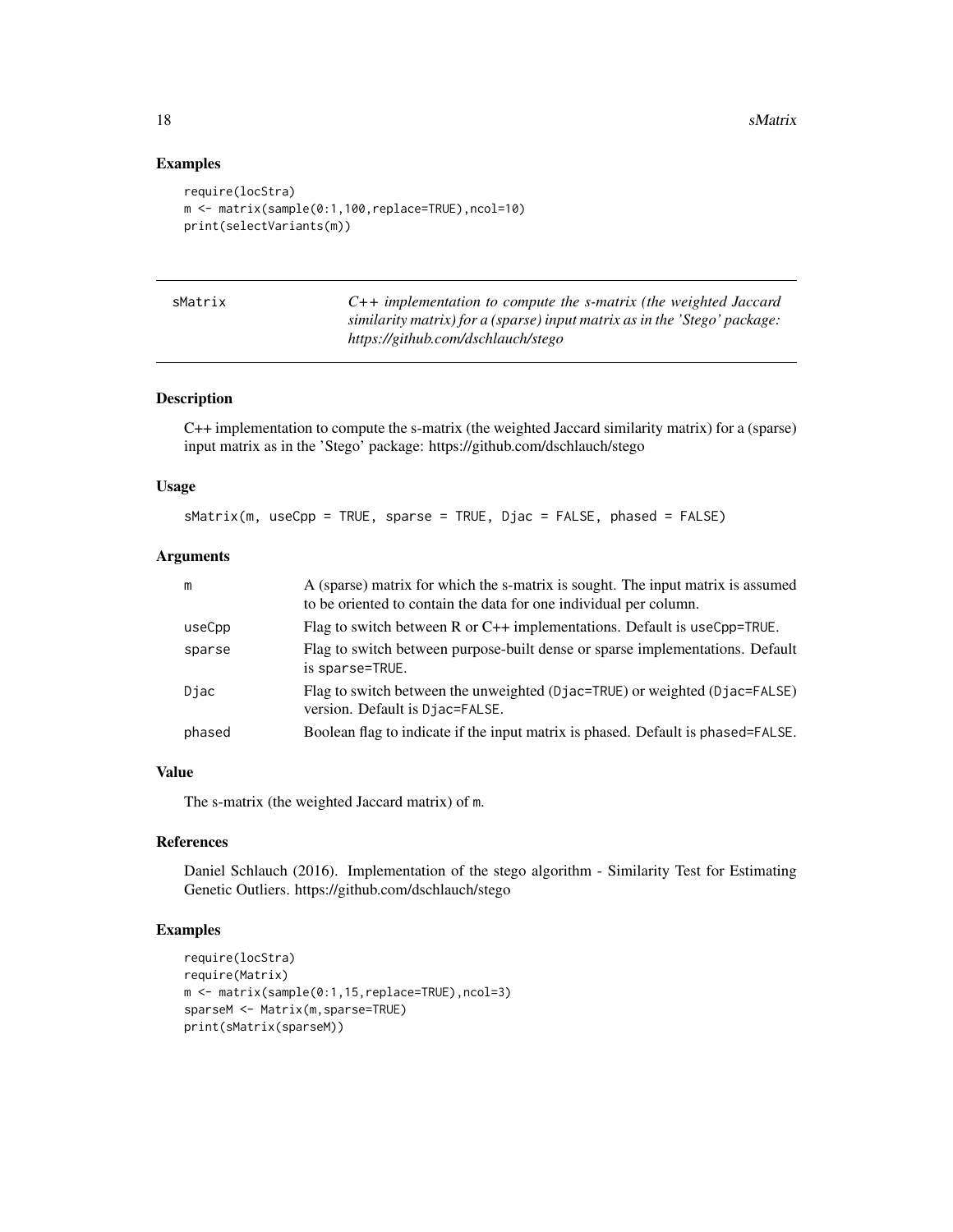## Examples

```
require(locStra)
m <- matrix(sample(0:1,100,replace=TRUE),ncol=10)
print(selectVariants(m))
```

---

**sMatrix** *C++ implementation to compute the s-matrix (the weighted Jaccard similarity matrix) for a (sparse) input matrix as in the 'Stego' package: https://github.com/dschlauch/stego*

---

### Description

C++ implementation to compute the s-matrix (the weighted Jaccard similarity matrix) for a (sparse) input matrix as in the 'Stego' package: https://github.com/dschlauch/stego

### Usage

```
sMatrix(m, useCpp = TRUE, sparse = TRUE, Djac = FALSE, phased = FALSE)
```

### Arguments

| | |
|---|---|
| `m` | A (sparse) matrix for which the s-matrix is sought. The input matrix is assumed to be oriented to contain the data for one individual per column. |
| `useCpp` | Flag to switch between R or C++ implementations. Default is `useCpp=TRUE`. |
| `sparse` | Flag to switch between purpose-built dense or sparse implementations. Default is `sparse=TRUE`. |
| `Djac` | Flag to switch between the unweighted (`Djac=TRUE`) or weighted (`Djac=FALSE`) version. Default is `Djac=FALSE`. |
| `phased` | Boolean flag to indicate if the input matrix is phased. Default is `phased=FALSE`. |

### Value

The s-matrix (the weighted Jaccard matrix) of `m`.

### References

Daniel Schlauch (2016). Implementation of the stego algorithm - Similarity Test for Estimating Genetic Outliers. https://github.com/dschlauch/stego

### Examples

```
require(locStra)
require(Matrix)
m <- matrix(sample(0:1,15,replace=TRUE),ncol=3)
sparseM <- Matrix(m,sparse=TRUE)
print(sMatrix(sparseM))
```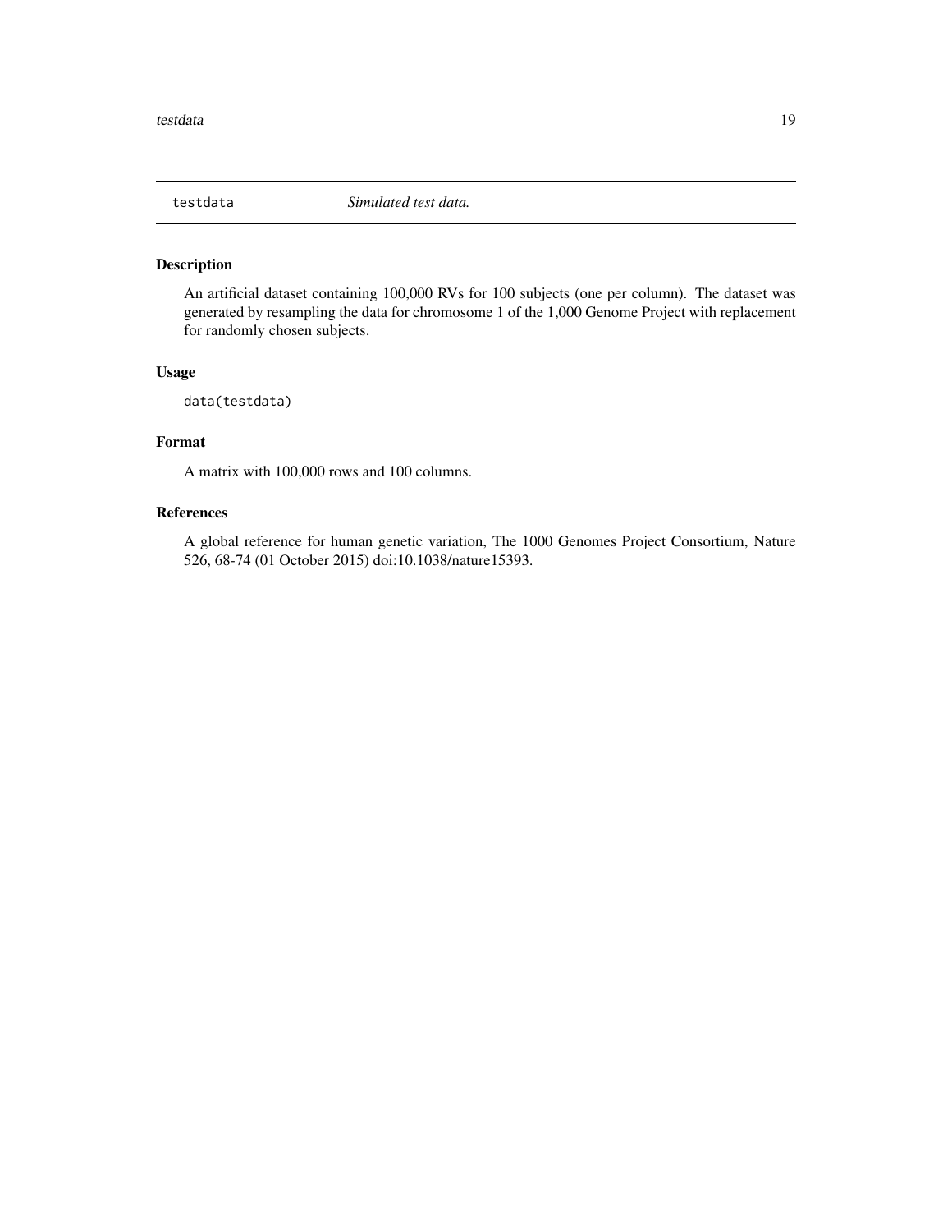`testdata` *Simulated test data.*

## Description

An artificial dataset containing 100,000 RVs for 100 subjects (one per column). The dataset was generated by resampling the data for chromosome 1 of the 1,000 Genome Project with replacement for randomly chosen subjects.

## Usage

```
data(testdata)
```

## Format

A matrix with 100,000 rows and 100 columns.

## References

A global reference for human genetic variation, The 1000 Genomes Project Consortium, Nature 526, 68-74 (01 October 2015) doi:10.1038/nature15393.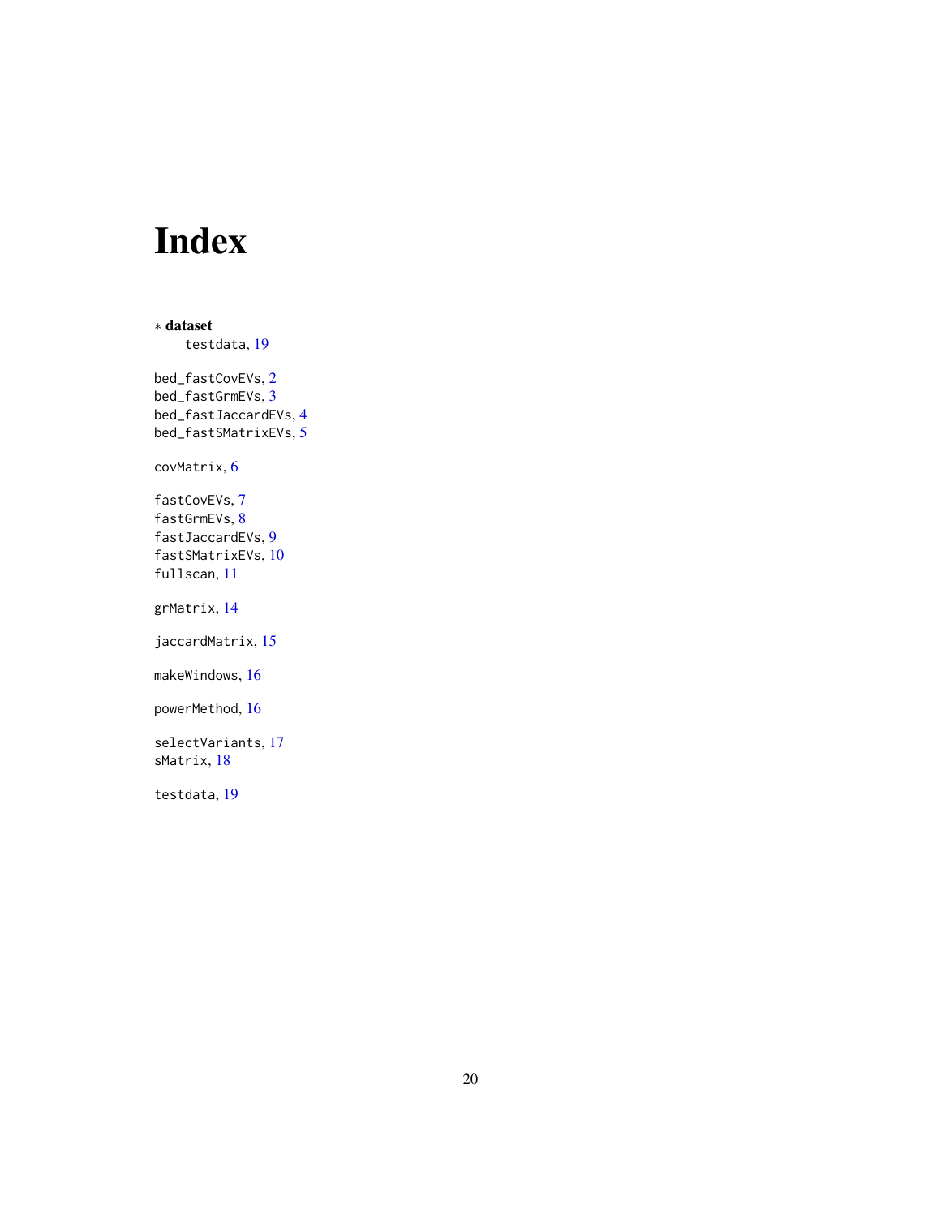# Index

* **dataset**
    testdata, 19

bed_fastCovEVs, 2
bed_fastGrmEVs, 3
bed_fastJaccardEVs, 4
bed_fastSMatrixEVs, 5

covMatrix, 6

fastCovEVs, 7
fastGrmEVs, 8
fastJaccardEVs, 9
fastSMatrixEVs, 10
fullscan, 11

grMatrix, 14

jaccardMatrix, 15

makeWindows, 16

powerMethod, 16

selectVariants, 17
sMatrix, 18

testdata, 19